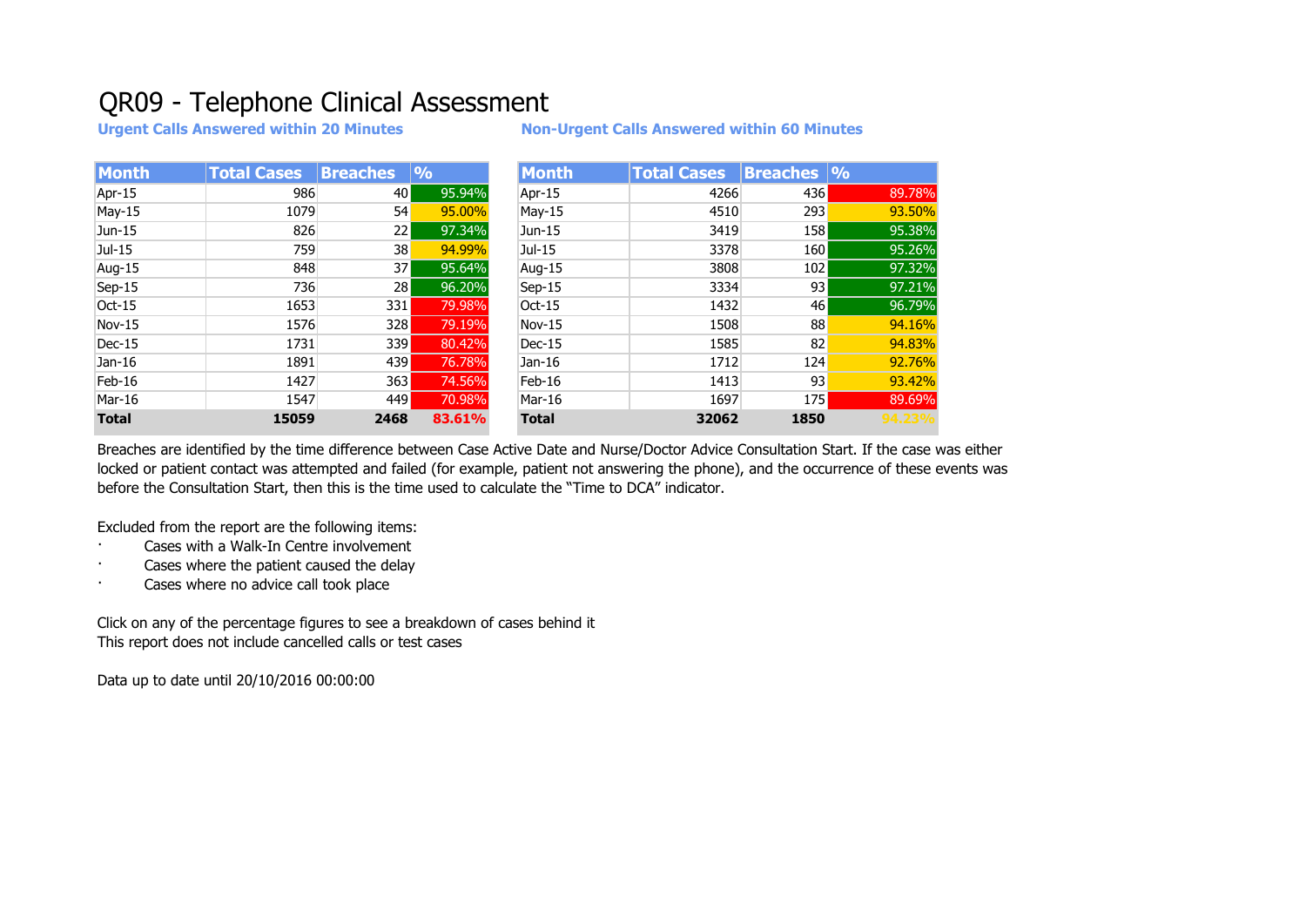# QR09 - Telephone Clinical Assessment

**Urgent Calls Answered within 20 Minutes**

| Month | Total Cases | Breaches | % |
|---|---|---|---|
| Apr-15 | 986 | 40 | 95.94% |
| May-15 | 1079 | 54 | 95.00% |
| Jun-15 | 826 | 22 | 97.34% |
| Jul-15 | 759 | 38 | 94.99% |
| Aug-15 | 848 | 37 | 95.64% |
| Sep-15 | 736 | 28 | 96.20% |
| Oct-15 | 1653 | 331 | 79.98% |
| Nov-15 | 1576 | 328 | 79.19% |
| Dec-15 | 1731 | 339 | 80.42% |
| Jan-16 | 1891 | 439 | 76.78% |
| Feb-16 | 1427 | 363 | 74.56% |
| Mar-16 | 1547 | 449 | 70.98% |
| **Total** | **15059** | **2468** | **83.61%** |

**Non-Urgent Calls Answered within 60 Minutes**

| Month | Total Cases | Breaches | % |
|---|---|---|---|
| Apr-15 | 4266 | 436 | 89.78% |
| May-15 | 4510 | 293 | 93.50% |
| Jun-15 | 3419 | 158 | 95.38% |
| Jul-15 | 3378 | 160 | 95.26% |
| Aug-15 | 3808 | 102 | 97.32% |
| Sep-15 | 3334 | 93 | 97.21% |
| Oct-15 | 1432 | 46 | 96.79% |
| Nov-15 | 1508 | 88 | 94.16% |
| Dec-15 | 1585 | 82 | 94.83% |
| Jan-16 | 1712 | 124 | 92.76% |
| Feb-16 | 1413 | 93 | 93.42% |
| Mar-16 | 1697 | 175 | 89.69% |
| **Total** | **32062** | **1850** | **94.23%** |

Breaches are identified by the time difference between Case Active Date and Nurse/Doctor Advice Consultation Start. If the case was either locked or patient contact was attempted and failed (for example, patient not answering the phone), and the occurrence of these events was before the Consultation Start, then this is the time used to calculate the "Time to DCA" indicator.

Excluded from the report are the following items:

- Cases with a Walk-In Centre involvement
- Cases where the patient caused the delay
- Cases where no advice call took place

Click on any of the percentage figures to see a breakdown of cases behind it
This report does not include cancelled calls or test cases

Data up to date until 20/10/2016 00:00:00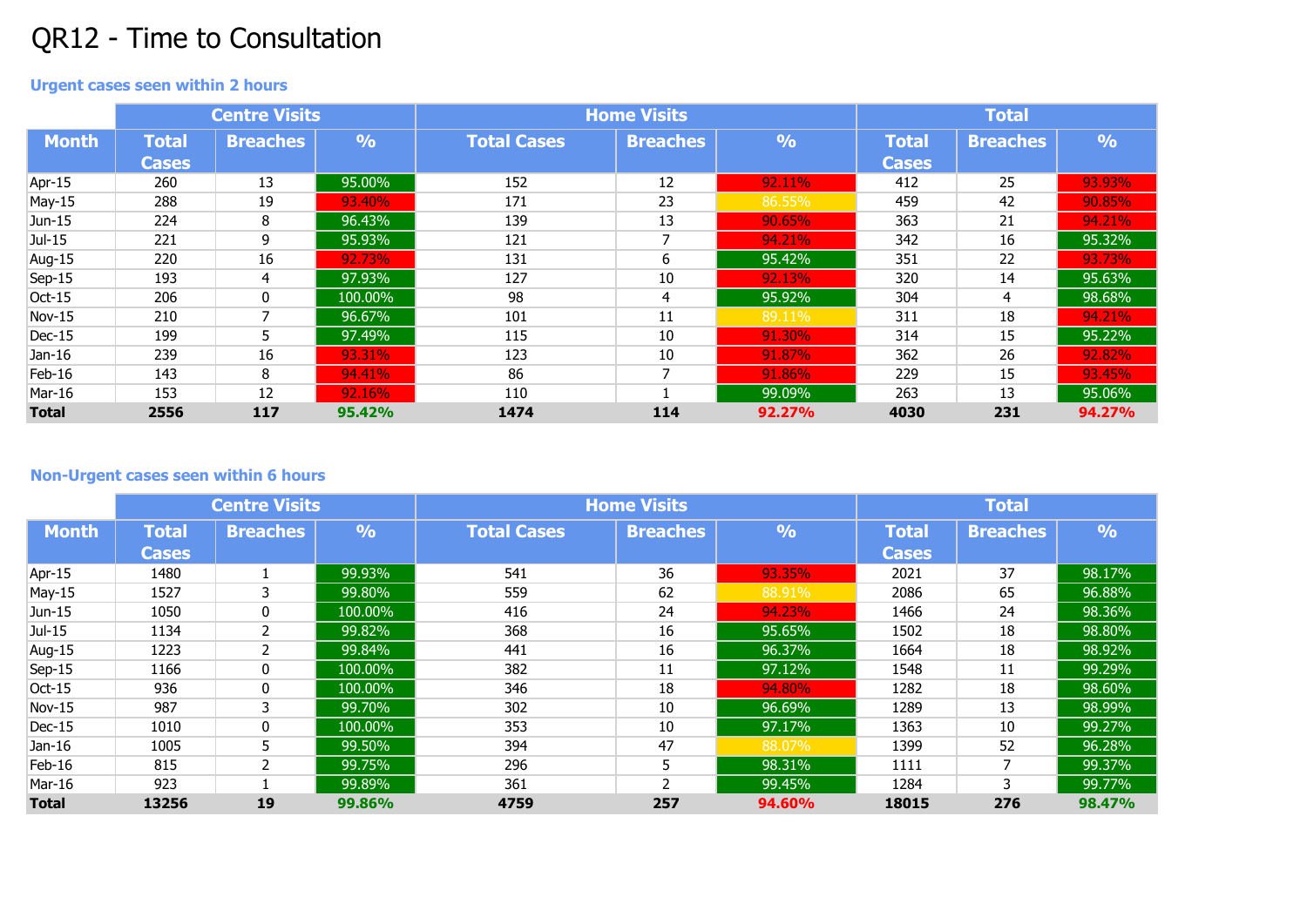# QR12 - Time to Consultation

### Urgent cases seen within 2 hours

| | Centre Visits | | | Home Visits | | | Total | | |
|---|---|---|---|---|---|---|---|---|---|
| **Month** | **Total Cases** | **Breaches** | **%** | **Total Cases** | **Breaches** | **%** | **Total Cases** | **Breaches** | **%** |
| Apr-15 | 260 | 13 | 95.00% | 152 | 12 | 92.11% | 412 | 25 | 93.93% |
| May-15 | 288 | 19 | 93.40% | 171 | 23 | 86.55% | 459 | 42 | 90.85% |
| Jun-15 | 224 | 8 | 96.43% | 139 | 13 | 90.65% | 363 | 21 | 94.21% |
| Jul-15 | 221 | 9 | 95.93% | 121 | 7 | 94.21% | 342 | 16 | 95.32% |
| Aug-15 | 220 | 16 | 92.73% | 131 | 6 | 95.42% | 351 | 22 | 93.73% |
| Sep-15 | 193 | 4 | 97.93% | 127 | 10 | 92.13% | 320 | 14 | 95.63% |
| Oct-15 | 206 | 0 | 100.00% | 98 | 4 | 95.92% | 304 | 4 | 98.68% |
| Nov-15 | 210 | 7 | 96.67% | 101 | 11 | 89.11% | 311 | 18 | 94.21% |
| Dec-15 | 199 | 5 | 97.49% | 115 | 10 | 91.30% | 314 | 15 | 95.22% |
| Jan-16 | 239 | 16 | 93.31% | 123 | 10 | 91.87% | 362 | 26 | 92.82% |
| Feb-16 | 143 | 8 | 94.41% | 86 | 7 | 91.86% | 229 | 15 | 93.45% |
| Mar-16 | 153 | 12 | 92.16% | 110 | 1 | 99.09% | 263 | 13 | 95.06% |
| **Total** | **2556** | **117** | **95.42%** | **1474** | **114** | **92.27%** | **4030** | **231** | **94.27%** |

### Non-Urgent cases seen within 6 hours

| | Centre Visits | | | Home Visits | | | Total | | |
|---|---|---|---|---|---|---|---|---|---|
| **Month** | **Total Cases** | **Breaches** | **%** | **Total Cases** | **Breaches** | **%** | **Total Cases** | **Breaches** | **%** |
| Apr-15 | 1480 | 1 | 99.93% | 541 | 36 | 93.35% | 2021 | 37 | 98.17% |
| May-15 | 1527 | 3 | 99.80% | 559 | 62 | 88.91% | 2086 | 65 | 96.88% |
| Jun-15 | 1050 | 0 | 100.00% | 416 | 24 | 94.23% | 1466 | 24 | 98.36% |
| Jul-15 | 1134 | 2 | 99.82% | 368 | 16 | 95.65% | 1502 | 18 | 98.80% |
| Aug-15 | 1223 | 2 | 99.84% | 441 | 16 | 96.37% | 1664 | 18 | 98.92% |
| Sep-15 | 1166 | 0 | 100.00% | 382 | 11 | 97.12% | 1548 | 11 | 99.29% |
| Oct-15 | 936 | 0 | 100.00% | 346 | 18 | 94.80% | 1282 | 18 | 98.60% |
| Nov-15 | 987 | 3 | 99.70% | 302 | 10 | 96.69% | 1289 | 13 | 98.99% |
| Dec-15 | 1010 | 0 | 100.00% | 353 | 10 | 97.17% | 1363 | 10 | 99.27% |
| Jan-16 | 1005 | 5 | 99.50% | 394 | 47 | 88.07% | 1399 | 52 | 96.28% |
| Feb-16 | 815 | 2 | 99.75% | 296 | 5 | 98.31% | 1111 | 7 | 99.37% |
| Mar-16 | 923 | 1 | 99.89% | 361 | 2 | 99.45% | 1284 | 3 | 99.77% |
| **Total** | **13256** | **19** | **99.86%** | **4759** | **257** | **94.60%** | **18015** | **276** | **98.47%** |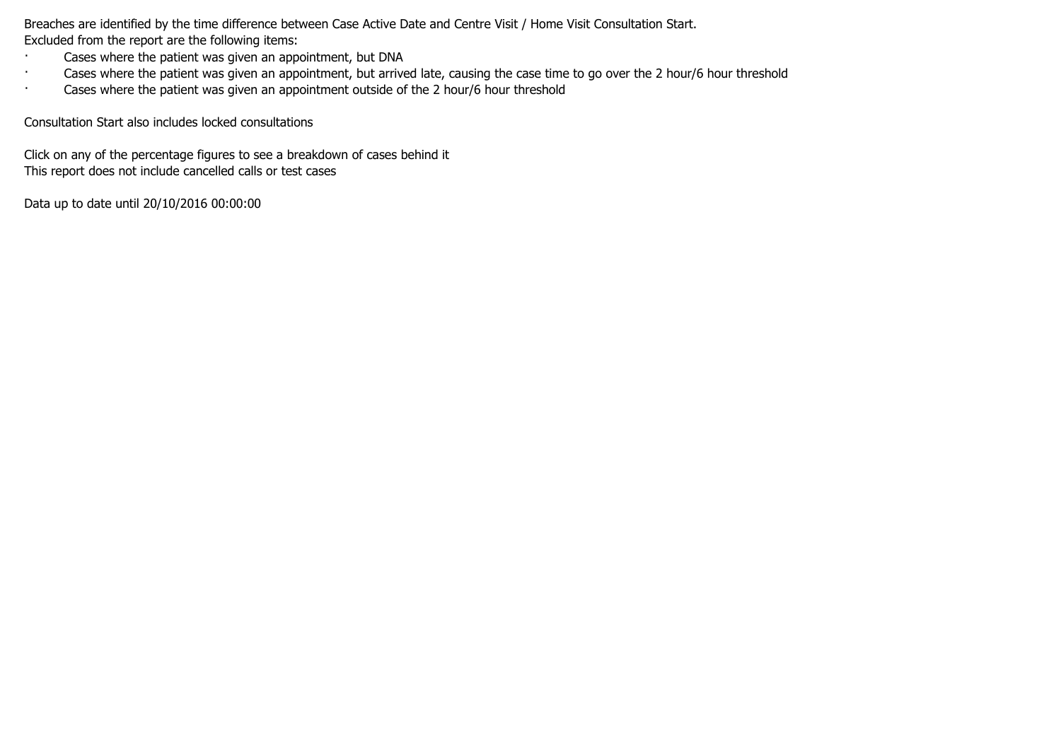Breaches are identified by the time difference between Case Active Date and Centre Visit / Home Visit Consultation Start.
Excluded from the report are the following items:

- Cases where the patient was given an appointment, but DNA
- Cases where the patient was given an appointment, but arrived late, causing the case time to go over the 2 hour/6 hour threshold
- Cases where the patient was given an appointment outside of the 2 hour/6 hour threshold

Consultation Start also includes locked consultations

Click on any of the percentage figures to see a breakdown of cases behind it
This report does not include cancelled calls or test cases

Data up to date until 20/10/2016 00:00:00